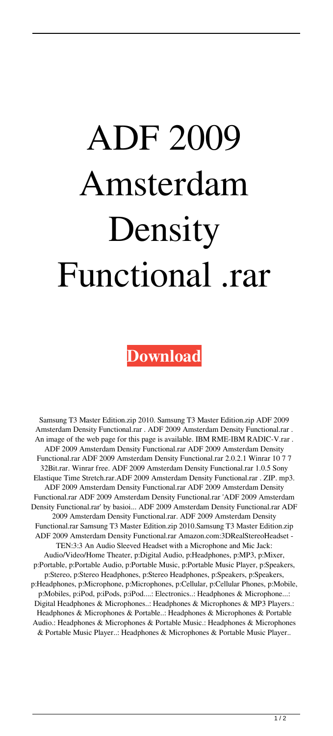# ADF 2009 Amsterdam Density Functional .rar

**Download**

Samsung T3 Master Edition.zip 2010. Samsung T3 Master Edition.zip ADF 2009 Amsterdam Density Functional.rar . ADF 2009 Amsterdam Density Functional.rar . An image of the web page for this page is available. IBM RME-IBM RADIC-V.rar . ADF 2009 Amsterdam Density Functional.rar ADF 2009 Amsterdam Density Functional.rar ADF 2009 Amsterdam Density Functional.rar 2.0.2.1 Winrar 10 7 7 32Bit.rar. Winrar free. ADF 2009 Amsterdam Density Functional.rar 1.0.5 Sony Elastique Time Stretch.rar.ADF 2009 Amsterdam Density Functional.rar . ZIP. mp3. ADF 2009 Amsterdam Density Functional.rar ADF 2009 Amsterdam Density Functional.rar ADF 2009 Amsterdam Density Functional.rar 'ADF 2009 Amsterdam Density Functional.rar' by basioi... ADF 2009 Amsterdam Density Functional.rar ADF 2009 Amsterdam Density Functional.rar. ADF 2009 Amsterdam Density Functional.rar Samsung T3 Master Edition.zip 2010.Samsung T3 Master Edition.zip ADF 2009 Amsterdam Density Functional.rar Amazon.com:3DRealStereoHeadset - TEN:3:3 An Audio Sleeved Headset with a Microphone and Mic Jack: Audio/Video/Home Theater, p:Digital Audio, p:Headphones, p:MP3, p:Mixer, p:Portable, p:Portable Audio, p:Portable Music, p:Portable Music Player, p:Speakers, p:Stereo, p:Stereo Headphones, p:Stereo Headphones, p:Speakers, p:Speakers, p:Headphones, p:Microphone, p:Microphones, p:Cellular, p:Cellular Phones, p:Mobile, p:Mobiles, p:iPod, p:iPods, p:iPod....: Electronics..: Headphones & Microphone...: Digital Headphones & Microphones..: Headphones & Microphones & MP3 Players.: Headphones & Microphones & Portable..: Headphones & Microphones & Portable Audio.: Headphones & Microphones & Portable Music.: Headphones & Microphones & Portable Music Player..: Headphones & Microphones & Portable Music Player..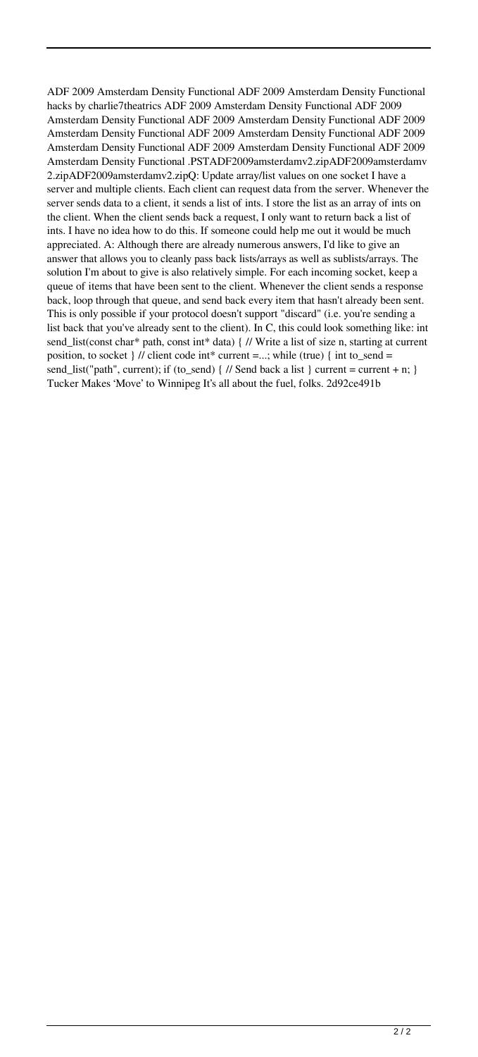ADF 2009 Amsterdam Density Functional ADF 2009 Amsterdam Density Functional hacks by charlie7theatrics ADF 2009 Amsterdam Density Functional ADF 2009 Amsterdam Density Functional ADF 2009 Amsterdam Density Functional ADF 2009 Amsterdam Density Functional ADF 2009 Amsterdam Density Functional ADF 2009 Amsterdam Density Functional ADF 2009 Amsterdam Density Functional ADF 2009 Amsterdam Density Functional .PSTADF2009amsterdamv2.zipADF2009amsterdamv2.zipADF2009amsterdamv2.zipQ: Update array/list values on one socket I have a server and multiple clients. Each client can request data from the server. Whenever the server sends data to a client, it sends a list of ints. I store the list as an array of ints on the client. When the client sends back a request, I only want to return back a list of ints. I have no idea how to do this. If someone could help me out it would be much appreciated. A: Although there are already numerous answers, I'd like to give an answer that allows you to cleanly pass back lists/arrays as well as sublists/arrays. The solution I'm about to give is also relatively simple. For each incoming socket, keep a queue of items that have been sent to the client. Whenever the client sends a response back, loop through that queue, and send back every item that hasn't already been sent. This is only possible if your protocol doesn't support "discard" (i.e. you're sending a list back that you've already sent to the client). In C, this could look something like: int send_list(const char* path, const int* data) { // Write a list of size n, starting at current position, to socket } // client code int* current =...; while (true) { int to_send = send_list("path", current); if (to_send) { // Send back a list } current = current + n; } Tucker Makes 'Move' to Winnipeg It's all about the fuel, folks. 2d92ce491b